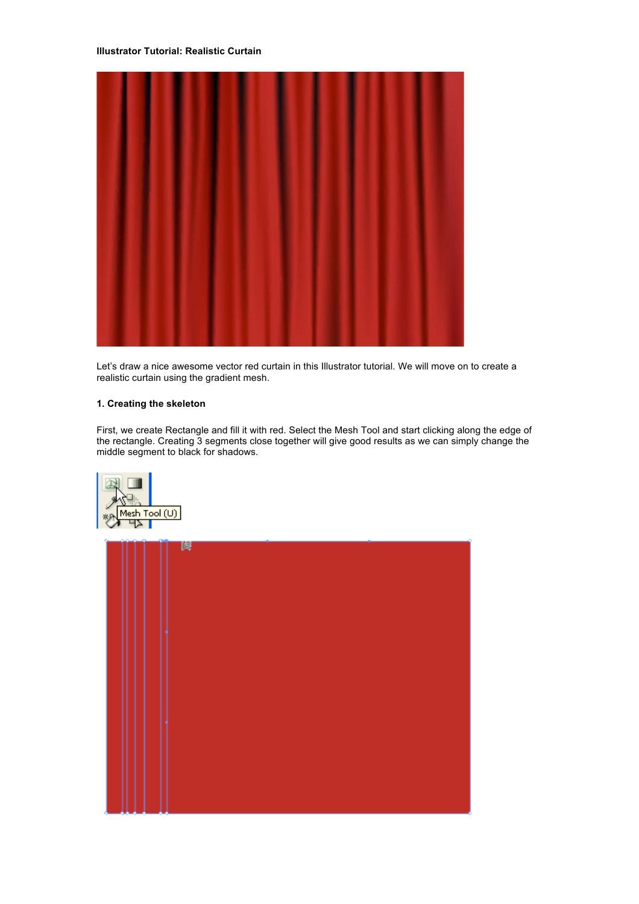**Illustrator Tutorial: Realistic Curtain**

Let's draw a nice awesome vector red curtain in this Illustrator tutorial. We will move on to create a realistic curtain using the gradient mesh.

**1. Creating the skeleton**

First, we create Rectangle and fill it with red. Select the Mesh Tool and start clicking along the edge of the rectangle. Creating 3 segments close together will give good results as we can simply change the middle segment to black for shadows.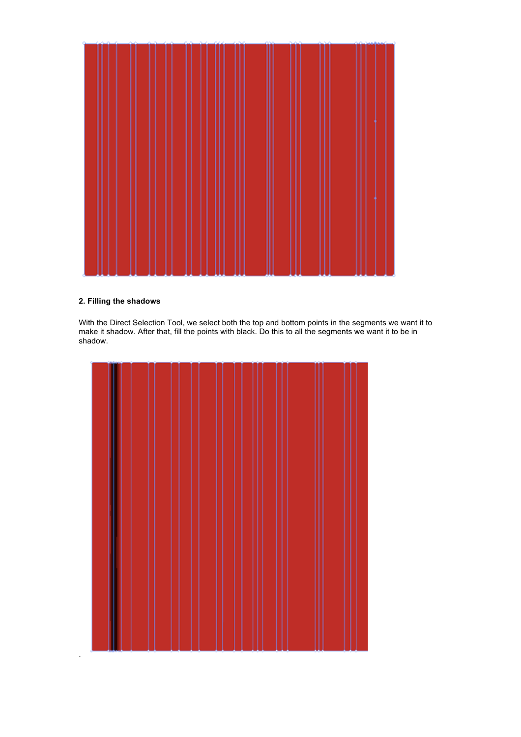### 2. Filling the shadows

With the Direct Selection Tool, we select both the top and bottom points in the segments we want it to make it shadow. After that, fill the points with black. Do this to all the segments we want it to be in shadow.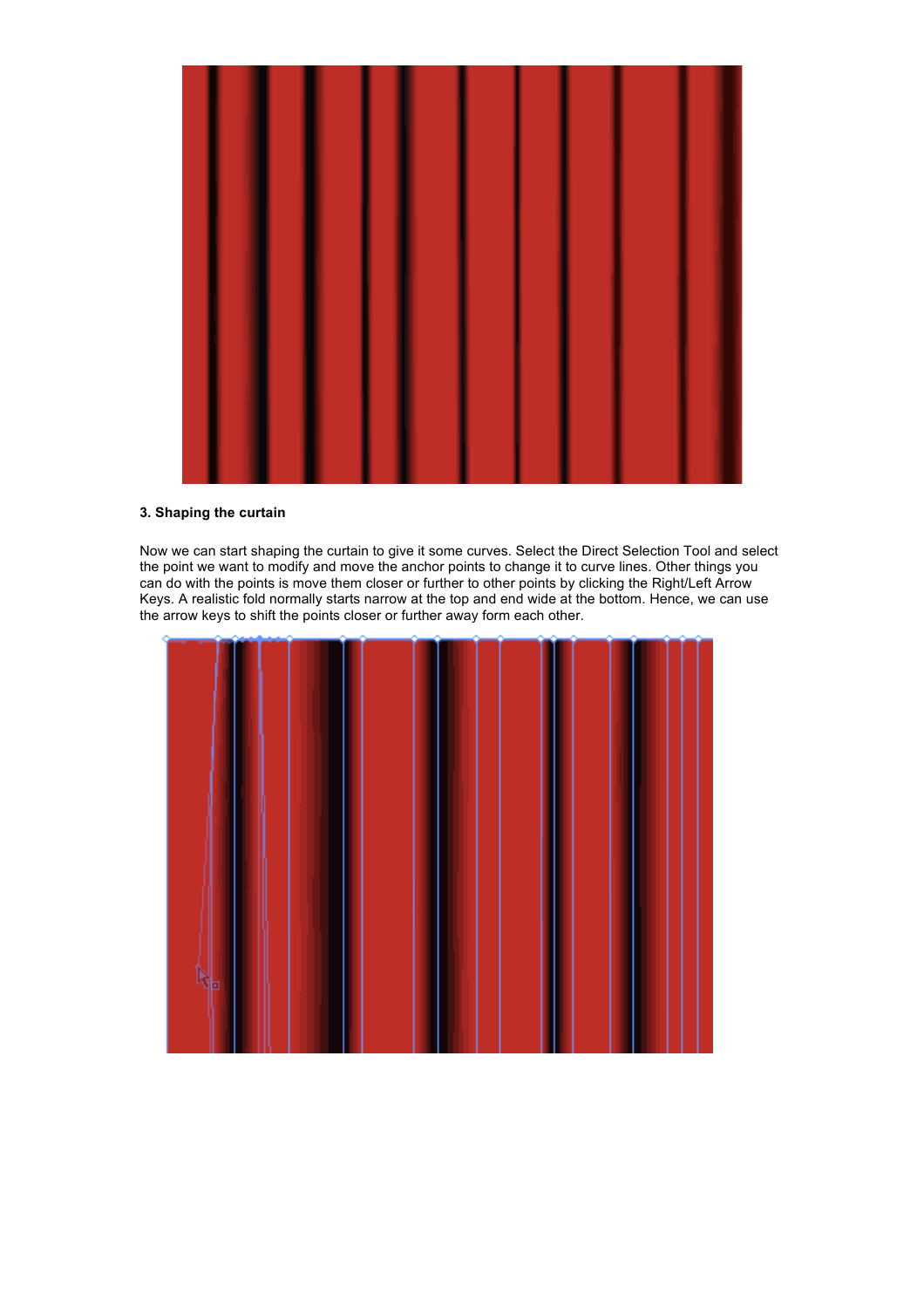### 3. Shaping the curtain

Now we can start shaping the curtain to give it some curves. Select the Direct Selection Tool and select the point we want to modify and move the anchor points to change it to curve lines. Other things you can do with the points is move them closer or further to other points by clicking the Right/Left Arrow Keys. A realistic fold normally starts narrow at the top and end wide at the bottom. Hence, we can use the arrow keys to shift the points closer or further away form each other.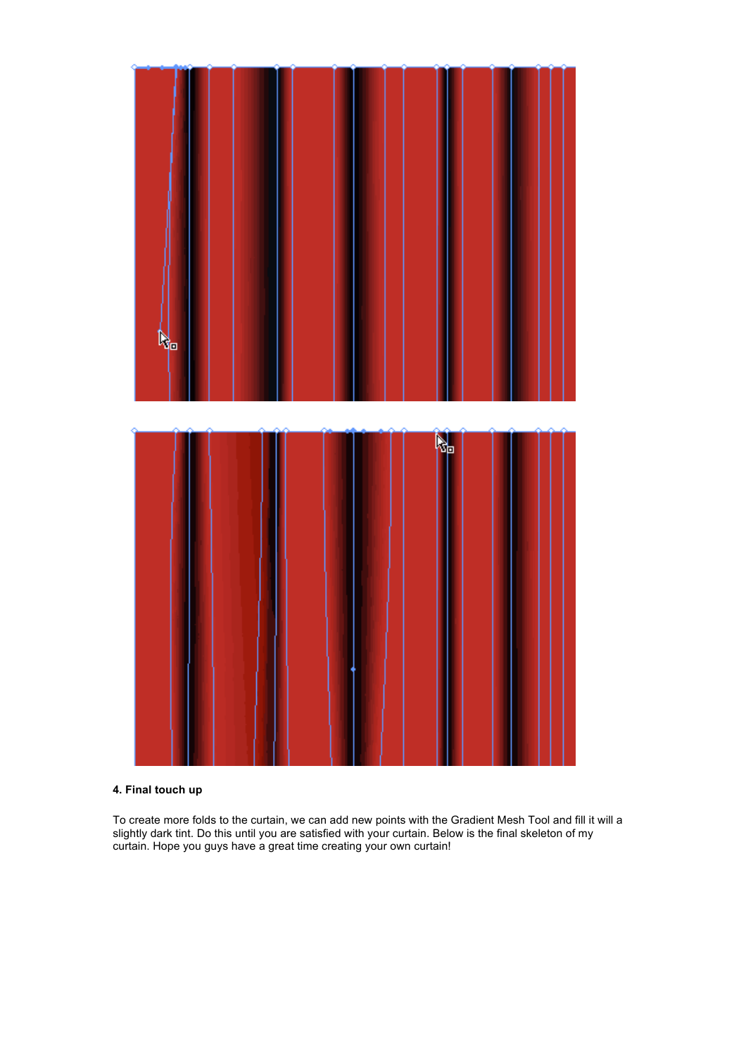**4. Final touch up**

To create more folds to the curtain, we can add new points with the Gradient Mesh Tool and fill it will a slightly dark tint. Do this until you are satisfied with your curtain. Below is the final skeleton of my curtain. Hope you guys have a great time creating your own curtain!